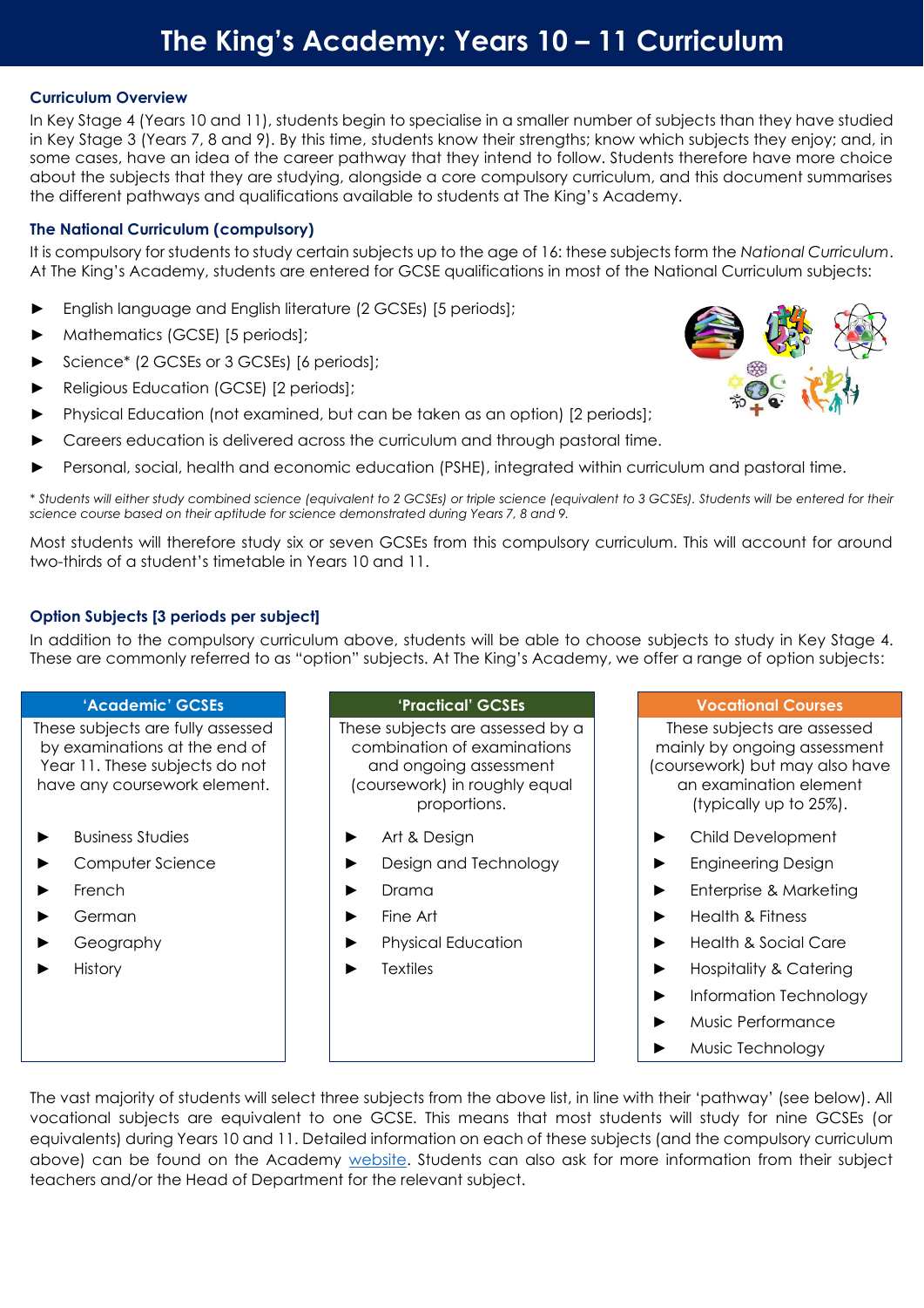# The King's Academy: Years 10 – 11 Curriculum

## Curriculum Overview

In Key Stage 4 (Years 10 and 11), students begin to specialise in a smaller number of subjects than they have studied in Key Stage 3 (Years 7, 8 and 9). By this time, students know their strengths; know which subjects they enjoy; and, in some cases, have an idea of the career pathway that they intend to follow. Students therefore have more choice about the subjects that they are studying, alongside a core compulsory curriculum, and this document summarises the different pathways and qualifications available to students at The King's Academy.

## The National Curriculum (compulsory)

It is compulsory for students to study certain subjects up to the age of 16: these subjects form the *National Curriculum*. At The King's Academy, students are entered for GCSE qualifications in most of the National Curriculum subjects:

- English language and English literature (2 GCSEs) [5 periods];
- Mathematics (GCSE) [5 periods];
- Science* (2 GCSEs or 3 GCSEs) [6 periods];
- Religious Education (GCSE) [2 periods];
- Physical Education (not examined, but can be taken as an option) [2 periods];
- Careers education is delivered across the curriculum and through pastoral time.
- Personal, social, health and economic education (PSHE), integrated within curriculum and pastoral time.

*\* Students will either study combined science (equivalent to 2 GCSEs) or triple science (equivalent to 3 GCSEs). Students will be entered for their science course based on their aptitude for science demonstrated during Years 7, 8 and 9.*

Most students will therefore study six or seven GCSEs from this compulsory curriculum. This will account for around two-thirds of a student's timetable in Years 10 and 11.

## Option Subjects [3 periods per subject]

In addition to the compulsory curriculum above, students will be able to choose subjects to study in Key Stage 4. These are commonly referred to as "option" subjects. At The King's Academy, we offer a range of option subjects:

### 'Academic' GCSEs

These subjects are fully assessed by examinations at the end of Year 11. These subjects do not have any coursework element.

- Business Studies
- Computer Science
- French
- German
- Geography
- History

### 'Practical' GCSEs

These subjects are assessed by a combination of examinations and ongoing assessment (coursework) in roughly equal proportions.

- Art & Design
- Design and Technology
- Drama
- Fine Art
- Physical Education
- Textiles

### Vocational Courses

These subjects are assessed mainly by ongoing assessment (coursework) but may also have an examination element (typically up to 25%).

- Child Development
- Engineering Design
- Enterprise & Marketing
- Health & Fitness
- Health & Social Care
- Hospitality & Catering
- Information Technology
- Music Performance
- Music Technology

The vast majority of students will select three subjects from the above list, in line with their 'pathway' (see below). All vocational subjects are equivalent to one GCSE. This means that most students will study for nine GCSEs (or equivalents) during Years 10 and 11. Detailed information on each of these subjects (and the compulsory curriculum above) can be found on the Academy website. Students can also ask for more information from their subject teachers and/or the Head of Department for the relevant subject.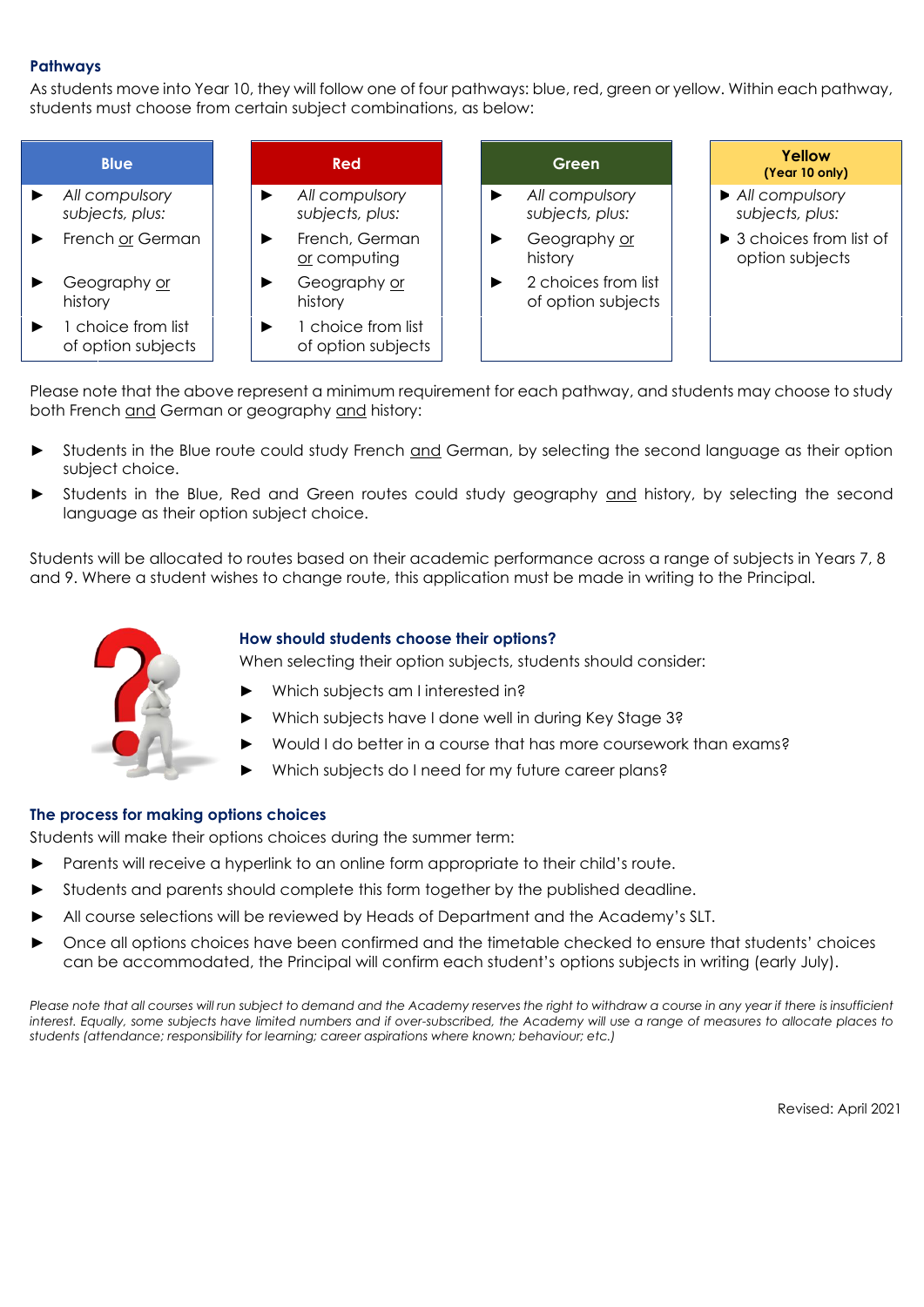### Pathways

As students move into Year 10, they will follow one of four pathways: blue, red, green or yellow. Within each pathway, students must choose from certain subject combinations, as below:

| Blue | Red | Green | Yellow (Year 10 only) |
|---|---|---|---|
| ► *All compulsory subjects, plus:* | ► *All compulsory subjects, plus:* | ► *All compulsory subjects, plus:* | ► *All compulsory subjects, plus:* |
| ► French or German | ► French, German or computing | ► Geography or history | ► 3 choices from list of option subjects |
| ► Geography or history | ► Geography or history | ► 2 choices from list of option subjects | |
| ► 1 choice from list of option subjects | ► 1 choice from list of option subjects | | |

Please note that the above represent a minimum requirement for each pathway, and students may choose to study both French and German or geography and history:

- Students in the Blue route could study French and German, by selecting the second language as their option subject choice.
- Students in the Blue, Red and Green routes could study geography and history, by selecting the second language as their option subject choice.

Students will be allocated to routes based on their academic performance across a range of subjects in Years 7, 8 and 9. Where a student wishes to change route, this application must be made in writing to the Principal.

### How should students choose their options?

When selecting their option subjects, students should consider:

- Which subjects am I interested in?
- Which subjects have I done well in during Key Stage 3?
- Would I do better in a course that has more coursework than exams?
- Which subjects do I need for my future career plans?

### The process for making options choices

Students will make their options choices during the summer term:

- Parents will receive a hyperlink to an online form appropriate to their child's route.
- Students and parents should complete this form together by the published deadline.
- All course selections will be reviewed by Heads of Department and the Academy's SLT.
- Once all options choices have been confirmed and the timetable checked to ensure that students' choices can be accommodated, the Principal will confirm each student's options subjects in writing (early July).

*Please note that all courses will run subject to demand and the Academy reserves the right to withdraw a course in any year if there is insufficient interest. Equally, some subjects have limited numbers and if over-subscribed, the Academy will use a range of measures to allocate places to students (attendance; responsibility for learning; career aspirations where known; behaviour; etc.)*

Revised: April 2021